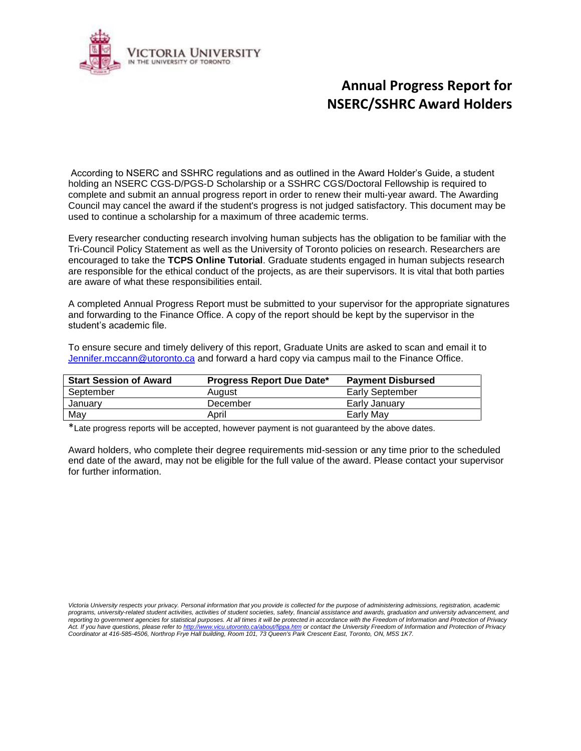VICTORIA UNIVERSITY
IN THE UNIVERSITY OF TORONTO

# Annual Progress Report for NSERC/SSHRC Award Holders

According to NSERC and SSHRC regulations and as outlined in the Award Holder's Guide, a student holding an NSERC CGS-D/PGS-D Scholarship or a SSHRC CGS/Doctoral Fellowship is required to complete and submit an annual progress report in order to renew their multi-year award. The Awarding Council may cancel the award if the student's progress is not judged satisfactory. This document may be used to continue a scholarship for a maximum of three academic terms.

Every researcher conducting research involving human subjects has the obligation to be familiar with the Tri-Council Policy Statement as well as the University of Toronto policies on research. Researchers are encouraged to take the **TCPS Online Tutorial**. Graduate students engaged in human subjects research are responsible for the ethical conduct of the projects, as are their supervisors. It is vital that both parties are aware of what these responsibilities entail.

A completed Annual Progress Report must be submitted to your supervisor for the appropriate signatures and forwarding to the Finance Office. A copy of the report should be kept by the supervisor in the student's academic file.

To ensure secure and timely delivery of this report, Graduate Units are asked to scan and email it to Jennifer.mccann@utoronto.ca and forward a hard copy via campus mail to the Finance Office.

| Start Session of Award | Progress Report Due Date* | Payment Disbursed |
|---|---|---|
| September | August | Early September |
| January | December | Early January |
| May | April | Early May |

*Late progress reports will be accepted, however payment is not guaranteed by the above dates.

Award holders, who complete their degree requirements mid-session or any time prior to the scheduled end date of the award, may not be eligible for the full value of the award. Please contact your supervisor for further information.

*Victoria University respects your privacy. Personal information that you provide is collected for the purpose of administering admissions, registration, academic programs, university-related student activities, activities of student societies, safety, financial assistance and awards, graduation and university advancement, and reporting to government agencies for statistical purposes. At all times it will be protected in accordance with the Freedom of Information and Protection of Privacy Act. If you have questions, please refer to http://www.vicu.utoronto.ca/about/fippa.htm or contact the University Freedom of Information and Protection of Privacy Coordinator at 416-585-4506, Northrop Frye Hall building, Room 101, 73 Queen's Park Crescent East, Toronto, ON, M5S 1K7.*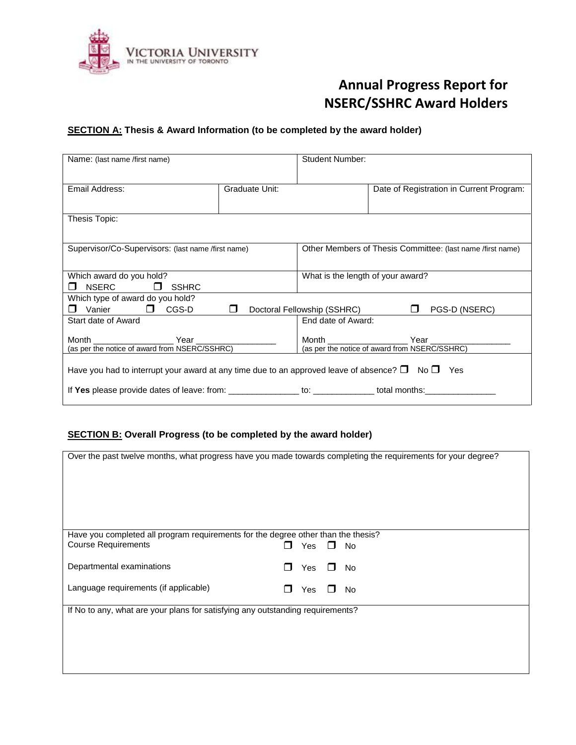VICTORIA UNIVERSITY
IN THE UNIVERSITY OF TORONTO

# Annual Progress Report for NSERC/SSHRC Award Holders

**SECTION A: Thesis & Award Information (to be completed by the award holder)**

| | | |
|---|---|---|
| Name: (last name /first name) | | Student Number: |
| Email Address: | Graduate Unit: | Date of Registration in Current Program: |
| Thesis Topic: | | |
| Supervisor/Co-Supervisors: (last name /first name) | | Other Members of Thesis Committee: (last name /first name) |
| Which award do you hold? ☐ NSERC ☐ SSHRC | | What is the length of your award? |
| Which type of award do you hold? ☐ Vanier ☐ CGS-D ☐ Doctoral Fellowship (SSHRC) ☐ PGS-D (NSERC) | | |
| Start date of Award<br>Month ________________ Year ________________<br>(as per the notice of award from NSERC/SSHRC) | | End date of Award:<br>Month ________________ Year ________________<br>(as per the notice of award from NSERC/SSHRC) |

Have you had to interrupt your award at any time due to an approved leave of absence? ☐ No ☐ Yes

If **Yes** please provide dates of leave: from: ______________ to: ____________ total months:______________

**SECTION B: Overall Progress (to be completed by the award holder)**

Over the past twelve months, what progress have you made towards completing the requirements for your degree?

Have you completed all program requirements for the degree other than the thesis?

| | |
|---|---|
| Course Requirements | ☐ Yes ☐ No |
| Departmental examinations | ☐ Yes ☐ No |
| Language requirements (if applicable) | ☐ Yes ☐ No |

If No to any, what are your plans for satisfying any outstanding requirements?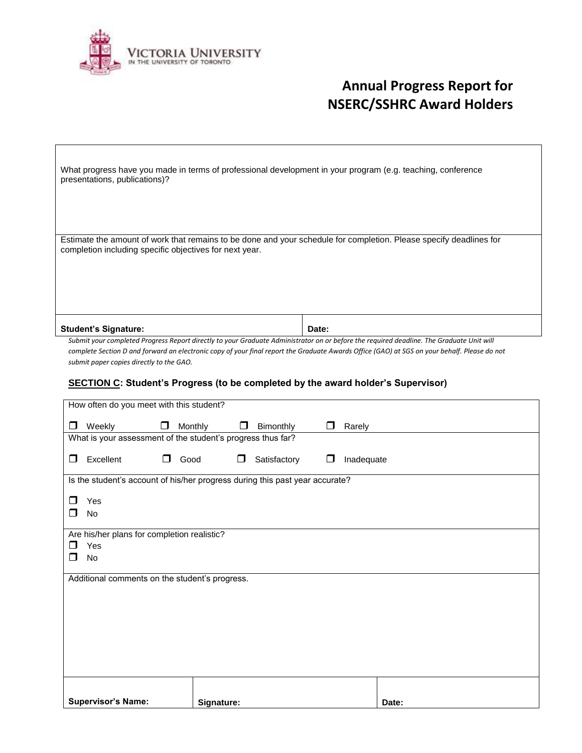VICTORIA UNIVERSITY
IN THE UNIVERSITY OF TORONTO

# Annual Progress Report for NSERC/SSHRC Award Holders

| |
|---|
| What progress have you made in terms of professional development in your program (e.g. teaching, conference presentations, publications)? |
| Estimate the amount of work that remains to be done and your schedule for completion. Please specify deadlines for completion including specific objectives for next year. |

| **Student's Signature:** | **Date:** |
|---|---|

*Submit your completed Progress Report directly to your Graduate Administrator on or before the required deadline. The Graduate Unit will complete Section D and forward an electronic copy of your final report the Graduate Awards Office (GAO) at SGS on your behalf. Please do not submit paper copies directly to the GAO.*

## SECTION C: Student's Progress (to be completed by the award holder's Supervisor)

How often do you meet with this student?

❒ Weekly ❒ Monthly ❒ Bimonthly ❒ Rarely

What is your assessment of the student's progress thus far?

❒ Excellent ❒ Good ❒ Satisfactory ❒ Inadequate

Is the student's account of his/her progress during this past year accurate?

❒ Yes
❒ No

Are his/her plans for completion realistic?

❒ Yes
❒ No

Additional comments on the student's progress.

| **Supervisor's Name:** | **Signature:** | **Date:** |
|---|---|---|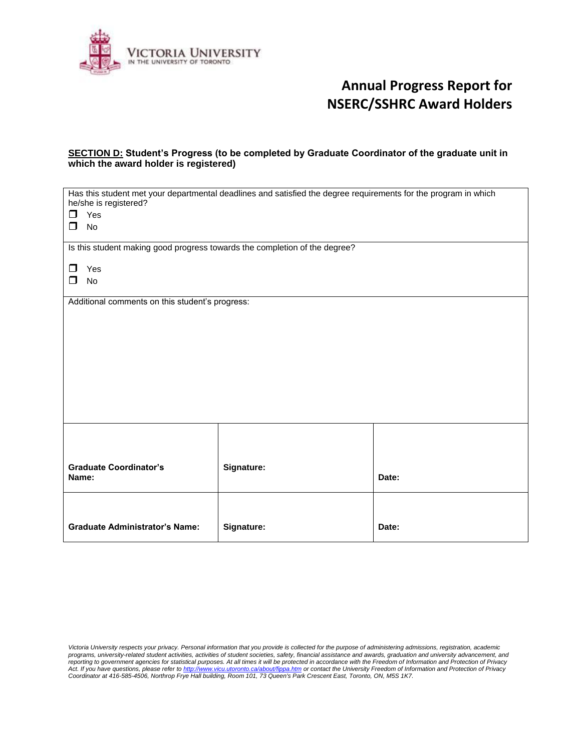Victoria University
IN THE UNIVERSITY OF TORONTO

# Annual Progress Report for NSERC/SSHRC Award Holders

**<u>SECTION D:</u> Student's Progress (to be completed by Graduate Coordinator of the graduate unit in which the award holder is registered)**

Has this student met your departmental deadlines and satisfied the degree requirements for the program in which he/she is registered?

- ☐ Yes
- ☐ No

Is this student making good progress towards the completion of the degree?

- ☐ Yes
- ☐ No

Additional comments on this student's progress:

| | | |
|---|---|---|
| **Graduate Coordinator's Name:** | **Signature:** | **Date:** |
| **Graduate Administrator's Name:** | **Signature:** | **Date:** |

*Victoria University respects your privacy. Personal information that you provide is collected for the purpose of administering admissions, registration, academic programs, university-related student activities, activities of student societies, safety, financial assistance and awards, graduation and university advancement, and reporting to government agencies for statistical purposes. At all times it will be protected in accordance with the Freedom of Information and Protection of Privacy Act. If you have questions, please refer to http://www.vicu.utoronto.ca/about/fippa.htm or contact the University Freedom of Information and Protection of Privacy Coordinator at 416-585-4506, Northrop Frye Hall building, Room 101, 73 Queen's Park Crescent East, Toronto, ON, M5S 1K7.*